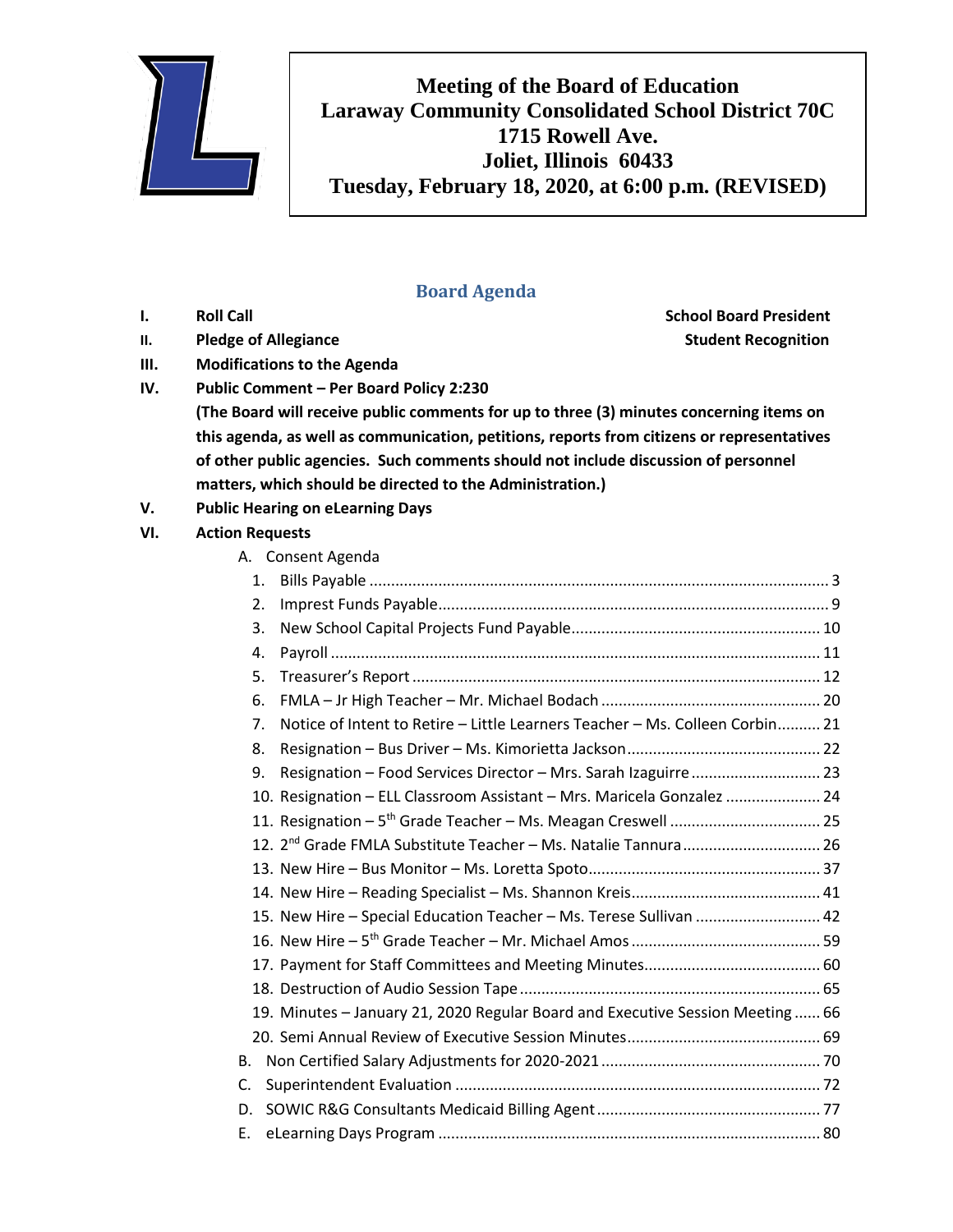# Meeting of the Board of Education
## Laraway Community Consolidated School District 70C
### 1715 Rowell Ave.
### Joliet, Illinois 60433
### Tuesday, February 18, 2020, at 6:00 p.m. (REVISED)

## Board Agenda

**I. Roll Call** — **School Board President**

**II. Pledge of Allegiance** — **Student Recognition**

**III. Modifications to the Agenda**

**IV. Public Comment – Per Board Policy 2:230**

**(The Board will receive public comments for up to three (3) minutes concerning items on this agenda, as well as communication, petitions, reports from citizens or representatives of other public agencies. Such comments should not include discussion of personnel matters, which should be directed to the Administration.)**

**V. Public Hearing on eLearning Days**

**VI. Action Requests**

A. Consent Agenda

1. Bills Payable ..... 3
2. Imprest Funds Payable ..... 9
3. New School Capital Projects Fund Payable ..... 10
4. Payroll ..... 11
5. Treasurer's Report ..... 12
6. FMLA – Jr High Teacher – Mr. Michael Bodach ..... 20
7. Notice of Intent to Retire – Little Learners Teacher – Ms. Colleen Corbin ..... 21
8. Resignation – Bus Driver – Ms. Kimorietta Jackson ..... 22
9. Resignation – Food Services Director – Mrs. Sarah Izaguirre ..... 23
10. Resignation – ELL Classroom Assistant – Mrs. Maricela Gonzalez ..... 24
11. Resignation – 5th Grade Teacher – Ms. Meagan Creswell ..... 25
12. 2nd Grade FMLA Substitute Teacher – Ms. Natalie Tannura ..... 26
13. New Hire – Bus Monitor – Ms. Loretta Spoto ..... 37
14. New Hire – Reading Specialist – Ms. Shannon Kreis ..... 41
15. New Hire – Special Education Teacher – Ms. Terese Sullivan ..... 42
16. New Hire – 5th Grade Teacher – Mr. Michael Amos ..... 59
17. Payment for Staff Committees and Meeting Minutes ..... 60
18. Destruction of Audio Session Tape ..... 65
19. Minutes – January 21, 2020 Regular Board and Executive Session Meeting ..... 66
20. Semi Annual Review of Executive Session Minutes ..... 69

B. Non Certified Salary Adjustments for 2020-2021 ..... 70

C. Superintendent Evaluation ..... 72

D. SOWIC R&G Consultants Medicaid Billing Agent ..... 77

E. eLearning Days Program ..... 80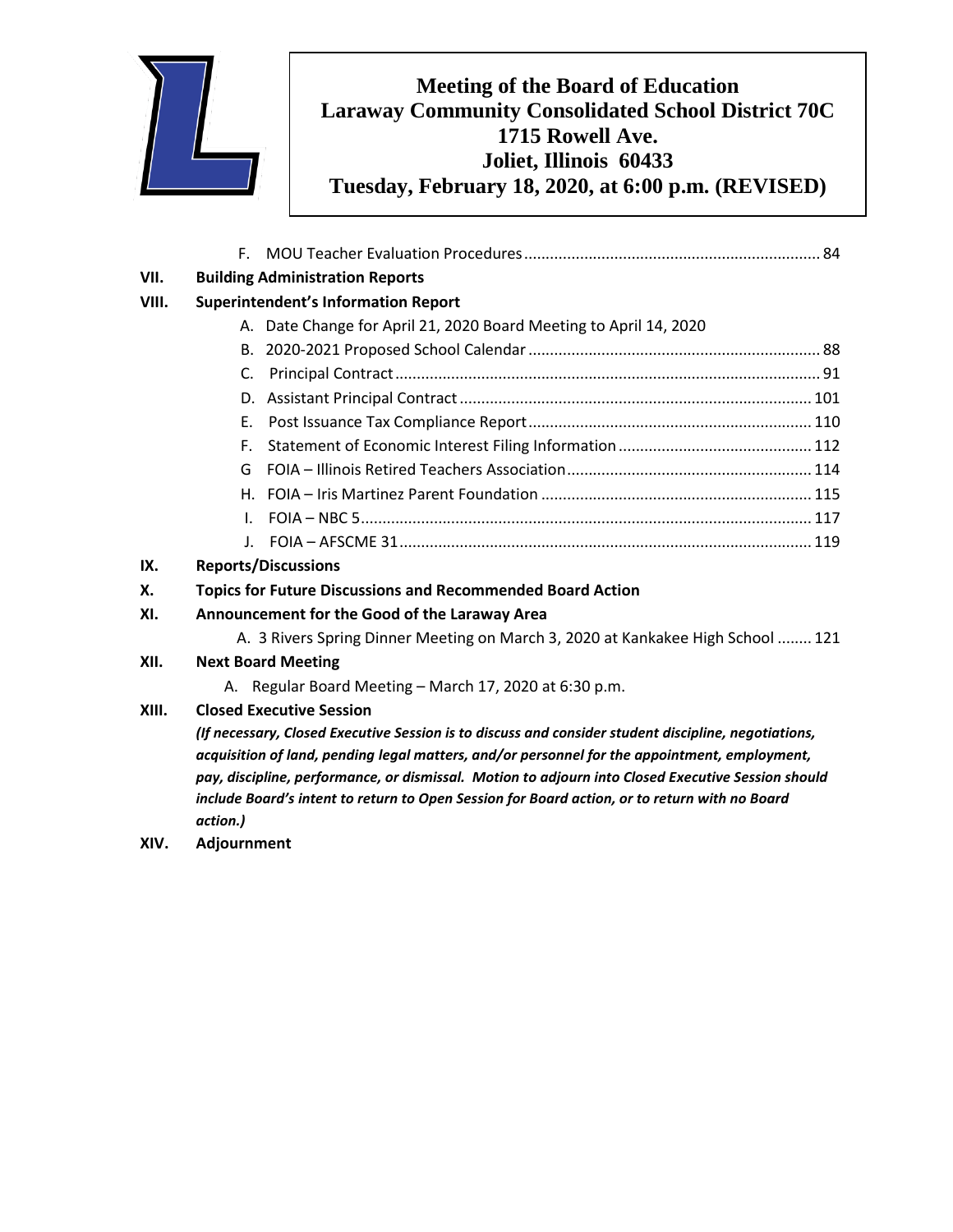**Meeting of the Board of Education**
**Laraway Community Consolidated School District 70C**
**1715 Rowell Ave.**
**Joliet, Illinois 60433**
**Tuesday, February 18, 2020, at 6:00 p.m. (REVISED)**

F. MOU Teacher Evaluation Procedures .......... 84

**VII. Building Administration Reports**

**VIII. Superintendent's Information Report**

A. Date Change for April 21, 2020 Board Meeting to April 14, 2020
B. 2020-2021 Proposed School Calendar .......... 88
C. Principal Contract .......... 91
D. Assistant Principal Contract .......... 101
E. Post Issuance Tax Compliance Report .......... 110
F. Statement of Economic Interest Filing Information .......... 112
G FOIA – Illinois Retired Teachers Association .......... 114
H. FOIA – Iris Martinez Parent Foundation .......... 115
I. FOIA – NBC 5 .......... 117
J. FOIA – AFSCME 31 .......... 119

**IX. Reports/Discussions**

**X. Topics for Future Discussions and Recommended Board Action**

**XI. Announcement for the Good of the Laraway Area**

A. 3 Rivers Spring Dinner Meeting on March 3, 2020 at Kankakee High School .......... 121

**XII. Next Board Meeting**

A. Regular Board Meeting – March 17, 2020 at 6:30 p.m.

**XIII. Closed Executive Session**

***(If necessary, Closed Executive Session is to discuss and consider student discipline, negotiations, acquisition of land, pending legal matters, and/or personnel for the appointment, employment, pay, discipline, performance, or dismissal. Motion to adjourn into Closed Executive Session should include Board's intent to return to Open Session for Board action, or to return with no Board action.)***

**XIV. Adjournment**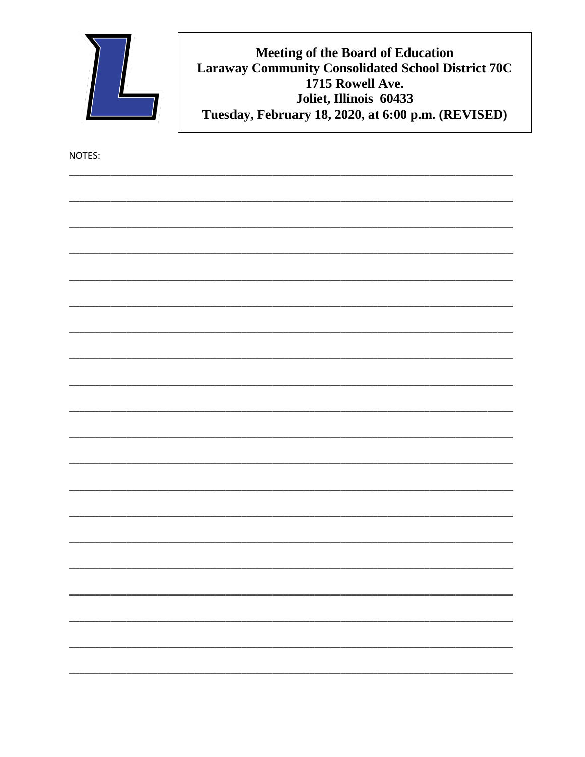**Meeting of the Board of Education**
**Laraway Community Consolidated School District 70C**
**1715 Rowell Ave.**
**Joliet, Illinois 60433**
**Tuesday, February 18, 2020, at 6:00 p.m. (REVISED)**

NOTES: